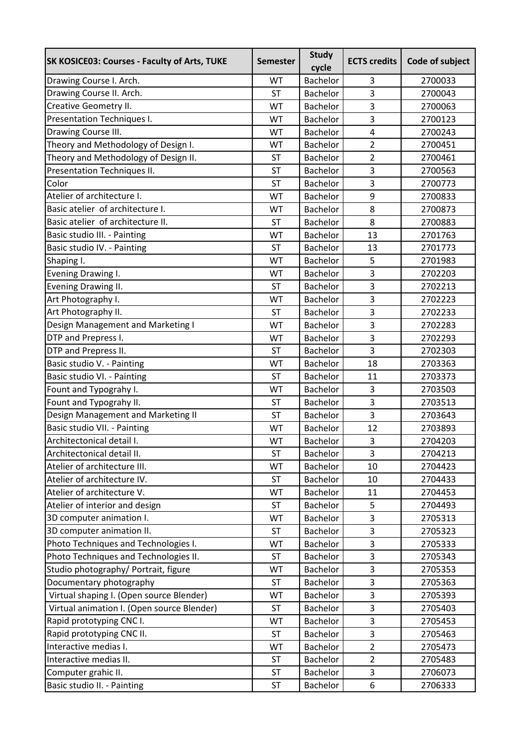| SK KOSICE03: Courses - Faculty of Arts, TUKE | Semester | Study cycle | ECTS credits | Code of subject |
|---|---|---|---|---|
| Drawing Course I. Arch. | WT | Bachelor | 3 | 2700033 |
| Drawing Course II. Arch. | ST | Bachelor | 3 | 2700043 |
| Creative Geometry II. | WT | Bachelor | 3 | 2700063 |
| Presentation Techniques I. | WT | Bachelor | 3 | 2700123 |
| Drawing Course III. | WT | Bachelor | 4 | 2700243 |
| Theory and Methodology of Design I. | WT | Bachelor | 2 | 2700451 |
| Theory and Methodology of Design II. | ST | Bachelor | 2 | 2700461 |
| Presentation Techniques II. | ST | Bachelor | 3 | 2700563 |
| Color | ST | Bachelor | 3 | 2700773 |
| Atelier of architecture I. | WT | Bachelor | 9 | 2700833 |
| Basic atelier  of architecture I. | WT | Bachelor | 8 | 2700873 |
| Basic atelier  of architecture II. | ST | Bachelor | 8 | 2700883 |
| Basic studio III. - Painting | WT | Bachelor | 13 | 2701763 |
| Basic studio IV. - Painting | ST | Bachelor | 13 | 2701773 |
| Shaping I. | WT | Bachelor | 5 | 2701983 |
| Evening Drawing I. | WT | Bachelor | 3 | 2702203 |
| Evening Drawing II. | ST | Bachelor | 3 | 2702213 |
| Art Photography I. | WT | Bachelor | 3 | 2702223 |
| Art Photography II. | ST | Bachelor | 3 | 2702233 |
| Design Management and Marketing I | WT | Bachelor | 3 | 2702283 |
| DTP and Prepress I. | WT | Bachelor | 3 | 2702293 |
| DTP and Prepress II. | ST | Bachelor | 3 | 2702303 |
| Basic studio V. - Painting | WT | Bachelor | 18 | 2703363 |
| Basic studio VI. - Painting | ST | Bachelor | 11 | 2703373 |
| Fount and Typograhy I. | WT | Bachelor | 3 | 2703503 |
| Fount and Typograhy II. | ST | Bachelor | 3 | 2703513 |
| Design Management and Marketing II | ST | Bachelor | 3 | 2703643 |
| Basic studio VII. - Painting | WT | Bachelor | 12 | 2703893 |
| Architectonical detail I. | WT | Bachelor | 3 | 2704203 |
| Architectonical detail II. | ST | Bachelor | 3 | 2704213 |
| Atelier of architecture III. | WT | Bachelor | 10 | 2704423 |
| Atelier of architecture IV. | ST | Bachelor | 10 | 2704433 |
| Atelier of architecture V. | WT | Bachelor | 11 | 2704453 |
| Atelier of interior and design | ST | Bachelor | 5 | 2704493 |
| 3D computer animation I. | WT | Bachelor | 3 | 2705313 |
| 3D computer animation II. | ST | Bachelor | 3 | 2705323 |
| Photo Techniques and Technologies I. | WT | Bachelor | 3 | 2705333 |
| Photo Techniques and Technologies II. | ST | Bachelor | 3 | 2705343 |
| Studio photography/ Portrait, figure | WT | Bachelor | 3 | 2705353 |
| Documentary photography | ST | Bachelor | 3 | 2705363 |
| Virtual shaping I. (Open source Blender) | WT | Bachelor | 3 | 2705393 |
| Virtual animation I. (Open source Blender) | ST | Bachelor | 3 | 2705403 |
| Rapid prototyping CNC I. | WT | Bachelor | 3 | 2705453 |
| Rapid prototyping CNC II. | ST | Bachelor | 3 | 2705463 |
| Interactive medias I. | WT | Bachelor | 2 | 2705473 |
| Interactive medias II. | ST | Bachelor | 2 | 2705483 |
| Computer grahic II. | ST | Bachelor | 3 | 2706073 |
| Basic studio II. - Painting | ST | Bachelor | 6 | 2706333 |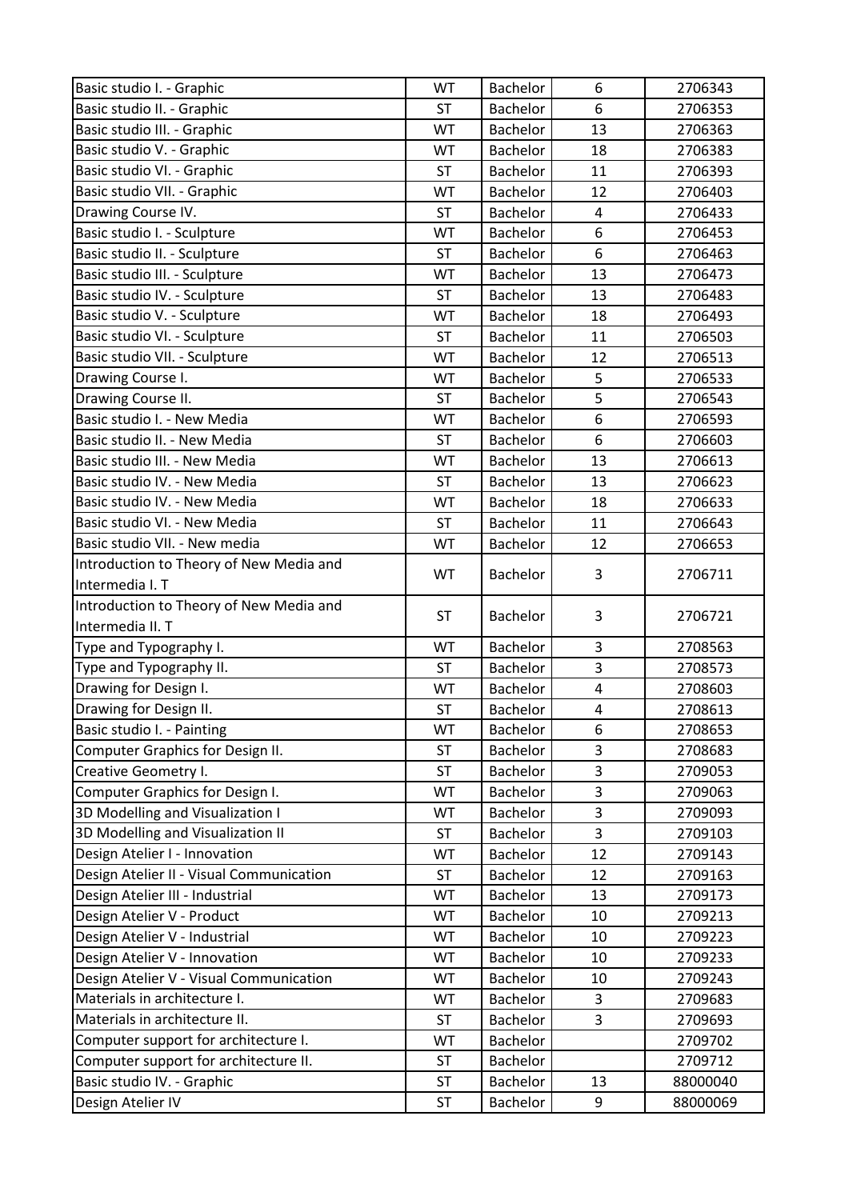| | | | | |
|---|---|---|---|---|
| Basic studio I. - Graphic | WT | Bachelor | 6 | 2706343 |
| Basic studio II. - Graphic | ST | Bachelor | 6 | 2706353 |
| Basic studio III. - Graphic | WT | Bachelor | 13 | 2706363 |
| Basic studio V. - Graphic | WT | Bachelor | 18 | 2706383 |
| Basic studio VI. - Graphic | ST | Bachelor | 11 | 2706393 |
| Basic studio VII. - Graphic | WT | Bachelor | 12 | 2706403 |
| Drawing Course IV. | ST | Bachelor | 4 | 2706433 |
| Basic studio I. - Sculpture | WT | Bachelor | 6 | 2706453 |
| Basic studio II. - Sculpture | ST | Bachelor | 6 | 2706463 |
| Basic studio III. - Sculpture | WT | Bachelor | 13 | 2706473 |
| Basic studio IV. - Sculpture | ST | Bachelor | 13 | 2706483 |
| Basic studio V. - Sculpture | WT | Bachelor | 18 | 2706493 |
| Basic studio VI. - Sculpture | ST | Bachelor | 11 | 2706503 |
| Basic studio VII. - Sculpture | WT | Bachelor | 12 | 2706513 |
| Drawing Course I. | WT | Bachelor | 5 | 2706533 |
| Drawing Course II. | ST | Bachelor | 5 | 2706543 |
| Basic studio I. - New Media | WT | Bachelor | 6 | 2706593 |
| Basic studio II. - New Media | ST | Bachelor | 6 | 2706603 |
| Basic studio III. - New Media | WT | Bachelor | 13 | 2706613 |
| Basic studio IV. - New Media | ST | Bachelor | 13 | 2706623 |
| Basic studio IV. - New Media | WT | Bachelor | 18 | 2706633 |
| Basic studio VI. - New Media | ST | Bachelor | 11 | 2706643 |
| Basic studio VII. - New media | WT | Bachelor | 12 | 2706653 |
| Introduction to Theory of New Media and Intermedia I. T | WT | Bachelor | 3 | 2706711 |
| Introduction to Theory of New Media and Intermedia II. T | ST | Bachelor | 3 | 2706721 |
| Type and Typography I. | WT | Bachelor | 3 | 2708563 |
| Type and Typography II. | ST | Bachelor | 3 | 2708573 |
| Drawing for Design I. | WT | Bachelor | 4 | 2708603 |
| Drawing for Design II. | ST | Bachelor | 4 | 2708613 |
| Basic studio I. - Painting | WT | Bachelor | 6 | 2708653 |
| Computer Graphics for Design II. | ST | Bachelor | 3 | 2708683 |
| Creative Geometry I. | ST | Bachelor | 3 | 2709053 |
| Computer Graphics for Design I. | WT | Bachelor | 3 | 2709063 |
| 3D Modelling and Visualization I | WT | Bachelor | 3 | 2709093 |
| 3D Modelling and Visualization II | ST | Bachelor | 3 | 2709103 |
| Design Atelier I - Innovation | WT | Bachelor | 12 | 2709143 |
| Design Atelier II - Visual Communication | ST | Bachelor | 12 | 2709163 |
| Design Atelier III - Industrial | WT | Bachelor | 13 | 2709173 |
| Design Atelier V - Product | WT | Bachelor | 10 | 2709213 |
| Design Atelier V - Industrial | WT | Bachelor | 10 | 2709223 |
| Design Atelier V - Innovation | WT | Bachelor | 10 | 2709233 |
| Design Atelier V - Visual Communication | WT | Bachelor | 10 | 2709243 |
| Materials in architecture I. | WT | Bachelor | 3 | 2709683 |
| Materials in architecture II. | ST | Bachelor | 3 | 2709693 |
| Computer support for architecture I. | WT | Bachelor | | 2709702 |
| Computer support for architecture II. | ST | Bachelor | | 2709712 |
| Basic studio IV. - Graphic | ST | Bachelor | 13 | 88000040 |
| Design Atelier IV | ST | Bachelor | 9 | 88000069 |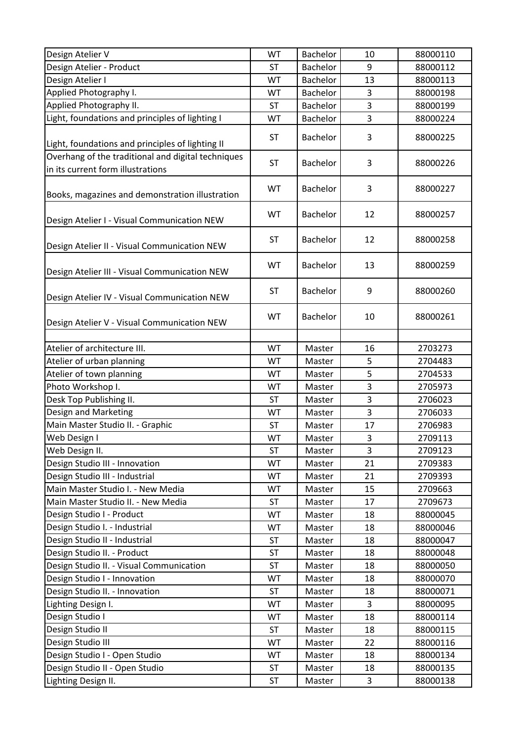| | | | | |
|---|---|---|---|---|
| Design Atelier V | WT | Bachelor | 10 | 88000110 |
| Design Atelier - Product | ST | Bachelor | 9 | 88000112 |
| Design Atelier I | WT | Bachelor | 13 | 88000113 |
| Applied Photography I. | WT | Bachelor | 3 | 88000198 |
| Applied Photography II. | ST | Bachelor | 3 | 88000199 |
| Light, foundations and principles of lighting I | WT | Bachelor | 3 | 88000224 |
| Light, foundations and principles of lighting II | ST | Bachelor | 3 | 88000225 |
| Overhang of the traditional and digital techniques in its current form illustrations | ST | Bachelor | 3 | 88000226 |
| Books, magazines and demonstration illustration | WT | Bachelor | 3 | 88000227 |
| Design Atelier I - Visual Communication NEW | WT | Bachelor | 12 | 88000257 |
| Design Atelier II - Visual Communication NEW | ST | Bachelor | 12 | 88000258 |
| Design Atelier III - Visual Communication NEW | WT | Bachelor | 13 | 88000259 |
| Design Atelier IV - Visual Communication NEW | ST | Bachelor | 9 | 88000260 |
| Design Atelier V - Visual Communication NEW | WT | Bachelor | 10 | 88000261 |
| | | | | |
| Atelier of architecture III. | WT | Master | 16 | 2703273 |
| Atelier of urban planning | WT | Master | 5 | 2704483 |
| Atelier of town planning | WT | Master | 5 | 2704533 |
| Photo Workshop I. | WT | Master | 3 | 2705973 |
| Desk Top Publishing II. | ST | Master | 3 | 2706023 |
| Design and Marketing | WT | Master | 3 | 2706033 |
| Main Master Studio II. - Graphic | ST | Master | 17 | 2706983 |
| Web Design I | WT | Master | 3 | 2709113 |
| Web Design II. | ST | Master | 3 | 2709123 |
| Design Studio III - Innovation | WT | Master | 21 | 2709383 |
| Design Studio III - Industrial | WT | Master | 21 | 2709393 |
| Main Master Studio I. - New Media | WT | Master | 15 | 2709663 |
| Main Master Studio II. - New Media | ST | Master | 17 | 2709673 |
| Design Studio I - Product | WT | Master | 18 | 88000045 |
| Design Studio I. - Industrial | WT | Master | 18 | 88000046 |
| Design Studio II - Industrial | ST | Master | 18 | 88000047 |
| Design Studio II. - Product | ST | Master | 18 | 88000048 |
| Design Studio II. - Visual Communication | ST | Master | 18 | 88000050 |
| Design Studio I - Innovation | WT | Master | 18 | 88000070 |
| Design Studio II. - Innovation | ST | Master | 18 | 88000071 |
| Lighting Design I. | WT | Master | 3 | 88000095 |
| Design Studio I | WT | Master | 18 | 88000114 |
| Design Studio II | ST | Master | 18 | 88000115 |
| Design Studio III | WT | Master | 22 | 88000116 |
| Design Studio I - Open Studio | WT | Master | 18 | 88000134 |
| Design Studio II - Open Studio | ST | Master | 18 | 88000135 |
| Lighting Design II. | ST | Master | 3 | 88000138 |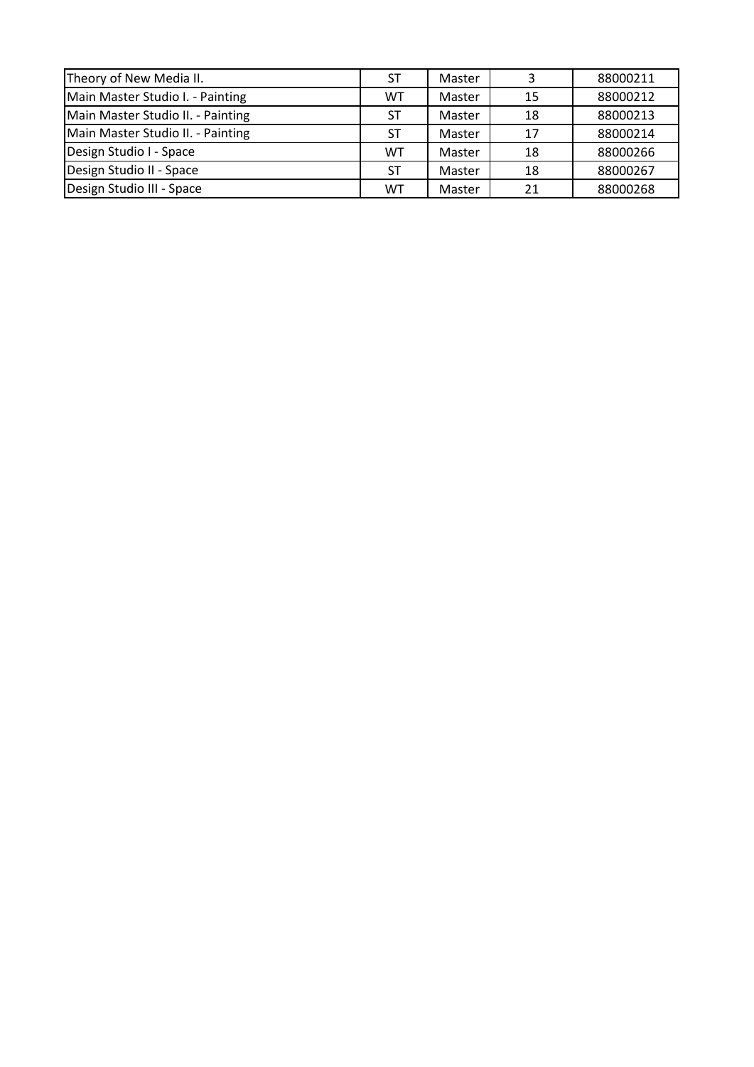| | | | | |
|---|---|---|---|---|
| Theory of New Media II. | ST | Master | 3 | 88000211 |
| Main Master Studio I. - Painting | WT | Master | 15 | 88000212 |
| Main Master Studio II. - Painting | ST | Master | 18 | 88000213 |
| Main Master Studio II. - Painting | ST | Master | 17 | 88000214 |
| Design Studio I - Space | WT | Master | 18 | 88000266 |
| Design Studio II - Space | ST | Master | 18 | 88000267 |
| Design Studio III - Space | WT | Master | 21 | 88000268 |